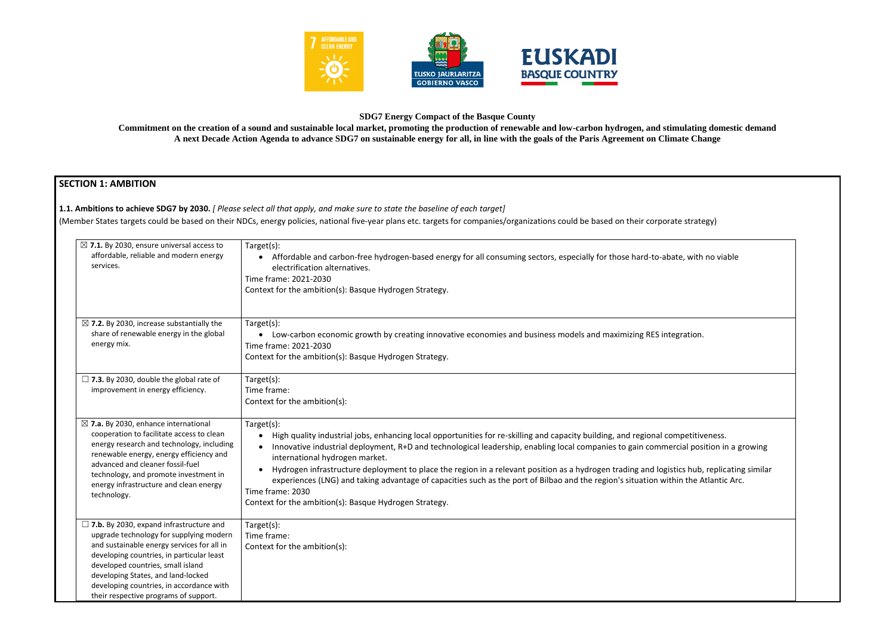**SDG7 Energy Compact of the Basque County**

**Commitment on the creation of a sound and sustainable local market, promoting the production of renewable and low-carbon hydrogen, and stimulating domestic demand**
**A next Decade Action Agenda to advance SDG7 on sustainable energy for all, in line with the goals of the Paris Agreement on Climate Change**

## SECTION 1: AMBITION

**1.1. Ambitions to achieve SDG7 by 2030.** *[ Please select all that apply, and make sure to state the baseline of each target]*

(Member States targets could be based on their NDCs, energy policies, national five-year plans etc. targets for companies/organizations could be based on their corporate strategy)

| | |
|---|---|
| ☒ **7.1.** By 2030, ensure universal access to affordable, reliable and modern energy services. | Target(s):<br>• Affordable and carbon-free hydrogen-based energy for all consuming sectors, especially for those hard-to-abate, with no viable electrification alternatives.<br>Time frame: 2021-2030<br>Context for the ambition(s): Basque Hydrogen Strategy. |
| ☒ **7.2.** By 2030, increase substantially the share of renewable energy in the global energy mix. | Target(s):<br>• Low-carbon economic growth by creating innovative economies and business models and maximizing RES integration.<br>Time frame: 2021-2030<br>Context for the ambition(s): Basque Hydrogen Strategy. |
| ☐ **7.3.** By 2030, double the global rate of improvement in energy efficiency. | Target(s):<br>Time frame:<br>Context for the ambition(s): |
| ☒ **7.a.** By 2030, enhance international cooperation to facilitate access to clean energy research and technology, including renewable energy, energy efficiency and advanced and cleaner fossil-fuel technology, and promote investment in energy infrastructure and clean energy technology. | Target(s):<br>• High quality industrial jobs, enhancing local opportunities for re-skilling and capacity building, and regional competitiveness.<br>• Innovative industrial deployment, R+D and technological leadership, enabling local companies to gain commercial position in a growing international hydrogen market.<br>• Hydrogen infrastructure deployment to place the region in a relevant position as a hydrogen trading and logistics hub, replicating similar experiences (LNG) and taking advantage of capacities such as the port of Bilbao and the region's situation within the Atlantic Arc.<br>Time frame: 2030<br>Context for the ambition(s): Basque Hydrogen Strategy. |
| ☐ **7.b.** By 2030, expand infrastructure and upgrade technology for supplying modern and sustainable energy services for all in developing countries, in particular least developed countries, small island developing States, and land-locked developing countries, in accordance with their respective programs of support. | Target(s):<br>Time frame:<br>Context for the ambition(s): |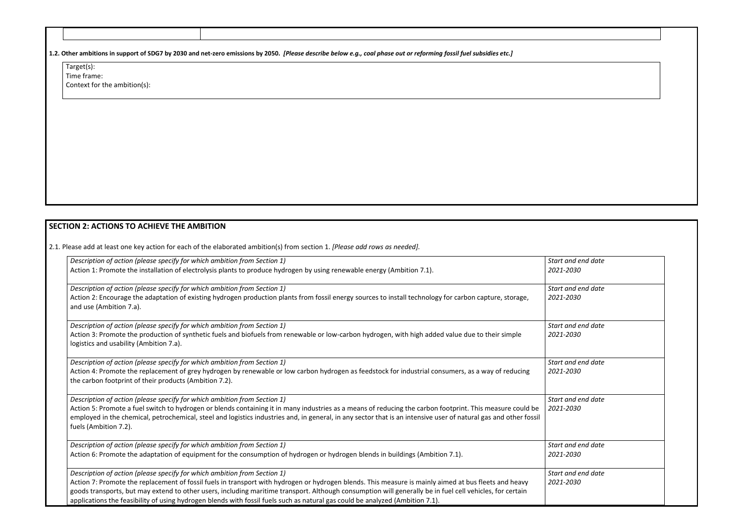| | |
|---|---|
| | |

**1.2. Other ambitions in support of SDG7 by 2030 and net-zero emissions by 2050.** ***[Please describe below e.g., coal phase out or reforming fossil fuel subsidies etc.]***

| Target(s):<br>Time frame:<br>Context for the ambition(s): |
|---|

## SECTION 2: ACTIONS TO ACHIEVE THE AMBITION

2.1. Please add at least one key action for each of the elaborated ambition(s) from section 1. *[Please add rows as needed].*

| *Description of action (please specify for which ambition from Section 1)* | *Start and end date* |
|---|---|
| Action 1: Promote the installation of electrolysis plants to produce hydrogen by using renewable energy (Ambition 7.1). | *2021-2030* |
| *Description of action (please specify for which ambition from Section 1)*<br>Action 2: Encourage the adaptation of existing hydrogen production plants from fossil energy sources to install technology for carbon capture, storage, and use (Ambition 7.a). | *Start and end date*<br>*2021-2030* |
| *Description of action (please specify for which ambition from Section 1)*<br>Action 3: Promote the production of synthetic fuels and biofuels from renewable or low-carbon hydrogen, with high added value due to their simple logistics and usability (Ambition 7.a). | *Start and end date*<br>*2021-2030* |
| *Description of action (please specify for which ambition from Section 1)*<br>Action 4: Promote the replacement of grey hydrogen by renewable or low carbon hydrogen as feedstock for industrial consumers, as a way of reducing the carbon footprint of their products (Ambition 7.2). | *Start and end date*<br>*2021-2030* |
| *Description of action (please specify for which ambition from Section 1)*<br>Action 5: Promote a fuel switch to hydrogen or blends containing it in many industries as a means of reducing the carbon footprint. This measure could be employed in the chemical, petrochemical, steel and logistics industries and, in general, in any sector that is an intensive user of natural gas and other fossil fuels (Ambition 7.2). | *Start and end date*<br>*2021-2030* |
| *Description of action (please specify for which ambition from Section 1)*<br>Action 6: Promote the adaptation of equipment for the consumption of hydrogen or hydrogen blends in buildings (Ambition 7.1). | *Start and end date*<br>*2021-2030* |
| *Description of action (please specify for which ambition from Section 1)*<br>Action 7: Promote the replacement of fossil fuels in transport with hydrogen or hydrogen blends. This measure is mainly aimed at bus fleets and heavy goods transports, but may extend to other users, including maritime transport. Although consumption will generally be in fuel cell vehicles, for certain applications the feasibility of using hydrogen blends with fossil fuels such as natural gas could be analyzed (Ambition 7.1). | *Start and end date*<br>*2021-2030* |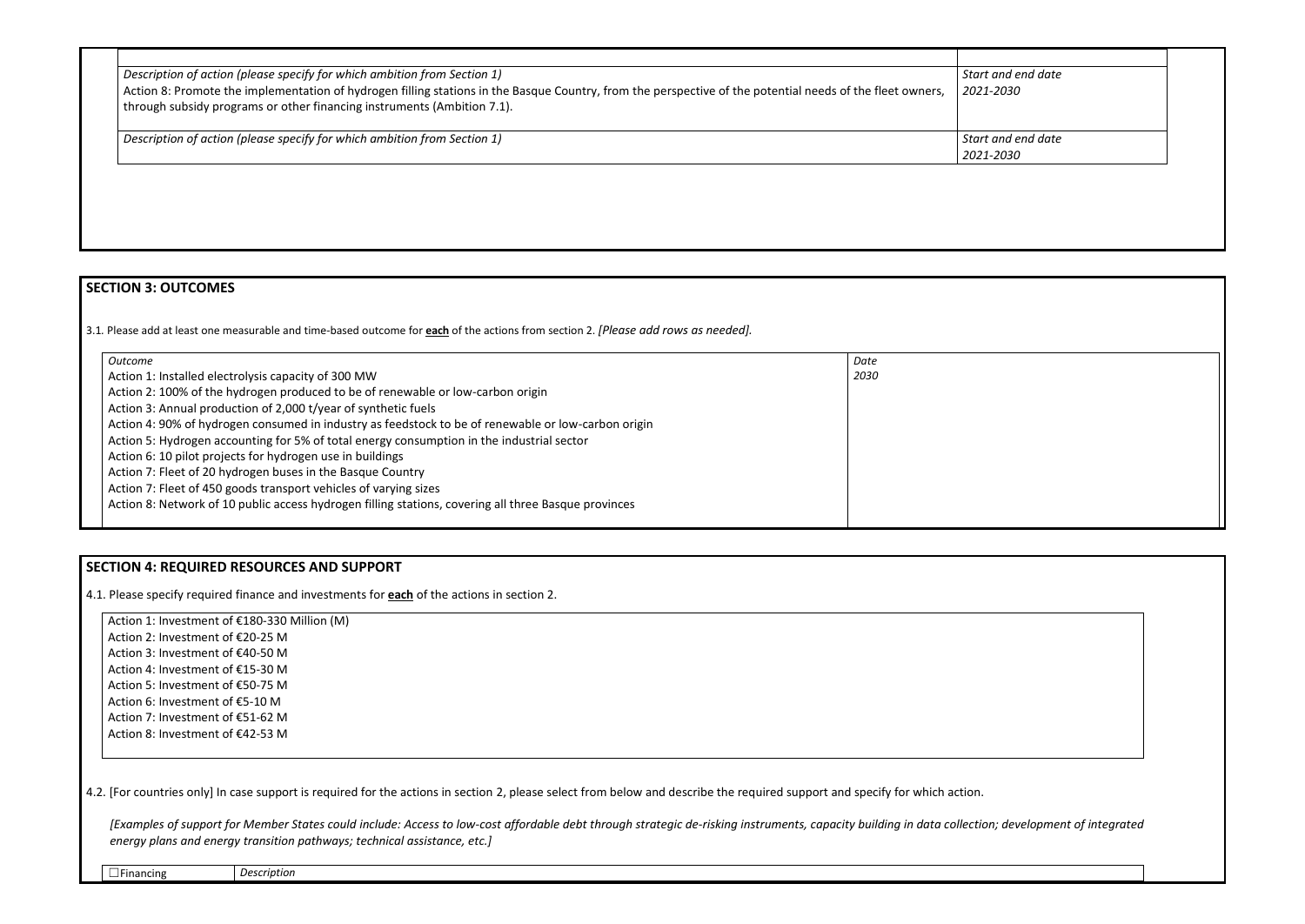| Description of action (please specify for which ambition from Section 1) | Start and end date |
| --- | --- |
| *Description of action (please specify for which ambition from Section 1)*<br>Action 8: Promote the implementation of hydrogen filling stations in the Basque Country, from the perspective of the potential needs of the fleet owners, through subsidy programs or other financing instruments (Ambition 7.1). | *Start and end date*<br>*2021-2030* |
| *Description of action (please specify for which ambition from Section 1)* | *Start and end date*<br>*2021-2030* |

## SECTION 3: OUTCOMES

3.1. Please add at least one measurable and time-based outcome for **each** of the actions from section 2. *[Please add rows as needed].*

| *Outcome* | *Date* |
| --- | --- |
| Action 1: Installed electrolysis capacity of 300 MW<br>Action 2: 100% of the hydrogen produced to be of renewable or low-carbon origin<br>Action 3: Annual production of 2,000 t/year of synthetic fuels<br>Action 4: 90% of hydrogen consumed in industry as feedstock to be of renewable or low-carbon origin<br>Action 5: Hydrogen accounting for 5% of total energy consumption in the industrial sector<br>Action 6: 10 pilot projects for hydrogen use in buildings<br>Action 7: Fleet of 20 hydrogen buses in the Basque Country<br>Action 7: Fleet of 450 goods transport vehicles of varying sizes<br>Action 8: Network of 10 public access hydrogen filling stations, covering all three Basque provinces | *2030* |

## SECTION 4: REQUIRED RESOURCES AND SUPPORT

4.1. Please specify required finance and investments for **each** of the actions in section 2.

Action 1: Investment of €180-330 Million (M)
Action 2: Investment of €20-25 M
Action 3: Investment of €40-50 M
Action 4: Investment of €15-30 M
Action 5: Investment of €50-75 M
Action 6: Investment of €5-10 M
Action 7: Investment of €51-62 M
Action 8: Investment of €42-53 M

4.2. [For countries only] In case support is required for the actions in section 2, please select from below and describe the required support and specify for which action.

*[Examples of support for Member States could include: Access to low-cost affordable debt through strategic de-risking instruments, capacity building in data collection; development of integrated energy plans and energy transition pathways; technical assistance, etc.]*

| ☐Financing | *Description* |
| --- | --- |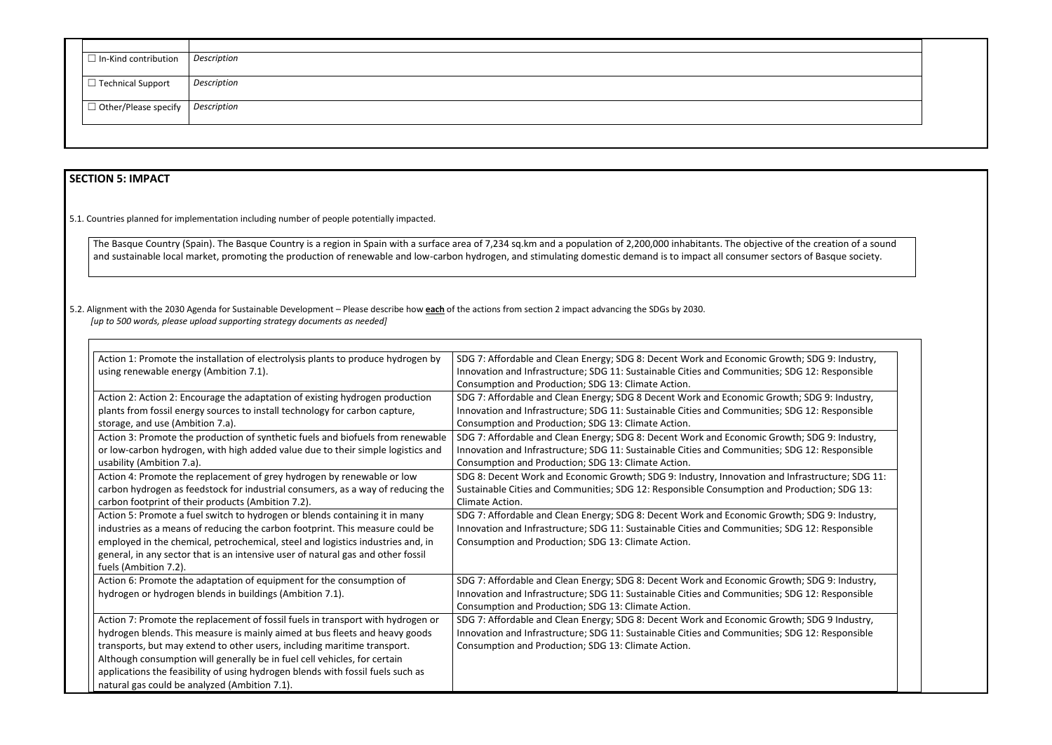| | |
|---|---|
| ☐ In-Kind contribution | *Description* |
| ☐ Technical Support | *Description* |
| ☐ Other/Please specify | *Description* |

## SECTION 5: IMPACT

5.1. Countries planned for implementation including number of people potentially impacted.

The Basque Country (Spain). The Basque Country is a region in Spain with a surface area of 7,234 sq.km and a population of 2,200,000 inhabitants. The objective of the creation of a sound and sustainable local market, promoting the production of renewable and low-carbon hydrogen, and stimulating domestic demand is to impact all consumer sectors of Basque society.

5.2. Alignment with the 2030 Agenda for Sustainable Development – Please describe how **each** of the actions from section 2 impact advancing the SDGs by 2030.
*[up to 500 words, please upload supporting strategy documents as needed]*

| | |
|---|---|
| Action 1: Promote the installation of electrolysis plants to produce hydrogen by using renewable energy (Ambition 7.1). | SDG 7: Affordable and Clean Energy; SDG 8: Decent Work and Economic Growth; SDG 9: Industry, Innovation and Infrastructure; SDG 11: Sustainable Cities and Communities; SDG 12: Responsible Consumption and Production; SDG 13: Climate Action. |
| Action 2: Action 2: Encourage the adaptation of existing hydrogen production plants from fossil energy sources to install technology for carbon capture, storage, and use (Ambition 7.a). | SDG 7: Affordable and Clean Energy; SDG 8 Decent Work and Economic Growth; SDG 9: Industry, Innovation and Infrastructure; SDG 11: Sustainable Cities and Communities; SDG 12: Responsible Consumption and Production; SDG 13: Climate Action. |
| Action 3: Promote the production of synthetic fuels and biofuels from renewable or low-carbon hydrogen, with high added value due to their simple logistics and usability (Ambition 7.a). | SDG 7: Affordable and Clean Energy; SDG 8: Decent Work and Economic Growth; SDG 9: Industry, Innovation and Infrastructure; SDG 11: Sustainable Cities and Communities; SDG 12: Responsible Consumption and Production; SDG 13: Climate Action. |
| Action 4: Promote the replacement of grey hydrogen by renewable or low carbon hydrogen as feedstock for industrial consumers, as a way of reducing the carbon footprint of their products (Ambition 7.2). | SDG 8: Decent Work and Economic Growth; SDG 9: Industry, Innovation and Infrastructure; SDG 11: Sustainable Cities and Communities; SDG 12: Responsible Consumption and Production; SDG 13: Climate Action. |
| Action 5: Promote a fuel switch to hydrogen or blends containing it in many industries as a means of reducing the carbon footprint. This measure could be employed in the chemical, petrochemical, steel and logistics industries and, in general, in any sector that is an intensive user of natural gas and other fossil fuels (Ambition 7.2). | SDG 7: Affordable and Clean Energy; SDG 8: Decent Work and Economic Growth; SDG 9: Industry, Innovation and Infrastructure; SDG 11: Sustainable Cities and Communities; SDG 12: Responsible Consumption and Production; SDG 13: Climate Action. |
| Action 6: Promote the adaptation of equipment for the consumption of hydrogen or hydrogen blends in buildings (Ambition 7.1). | SDG 7: Affordable and Clean Energy; SDG 8: Decent Work and Economic Growth; SDG 9: Industry, Innovation and Infrastructure; SDG 11: Sustainable Cities and Communities; SDG 12: Responsible Consumption and Production; SDG 13: Climate Action. |
| Action 7: Promote the replacement of fossil fuels in transport with hydrogen or hydrogen blends. This measure is mainly aimed at bus fleets and heavy goods transports, but may extend to other users, including maritime transport. Although consumption will generally be in fuel cell vehicles, for certain applications the feasibility of using hydrogen blends with fossil fuels such as natural gas could be analyzed (Ambition 7.1). | SDG 7: Affordable and Clean Energy; SDG 8: Decent Work and Economic Growth; SDG 9 Industry, Innovation and Infrastructure; SDG 11: Sustainable Cities and Communities; SDG 12: Responsible Consumption and Production; SDG 13: Climate Action. |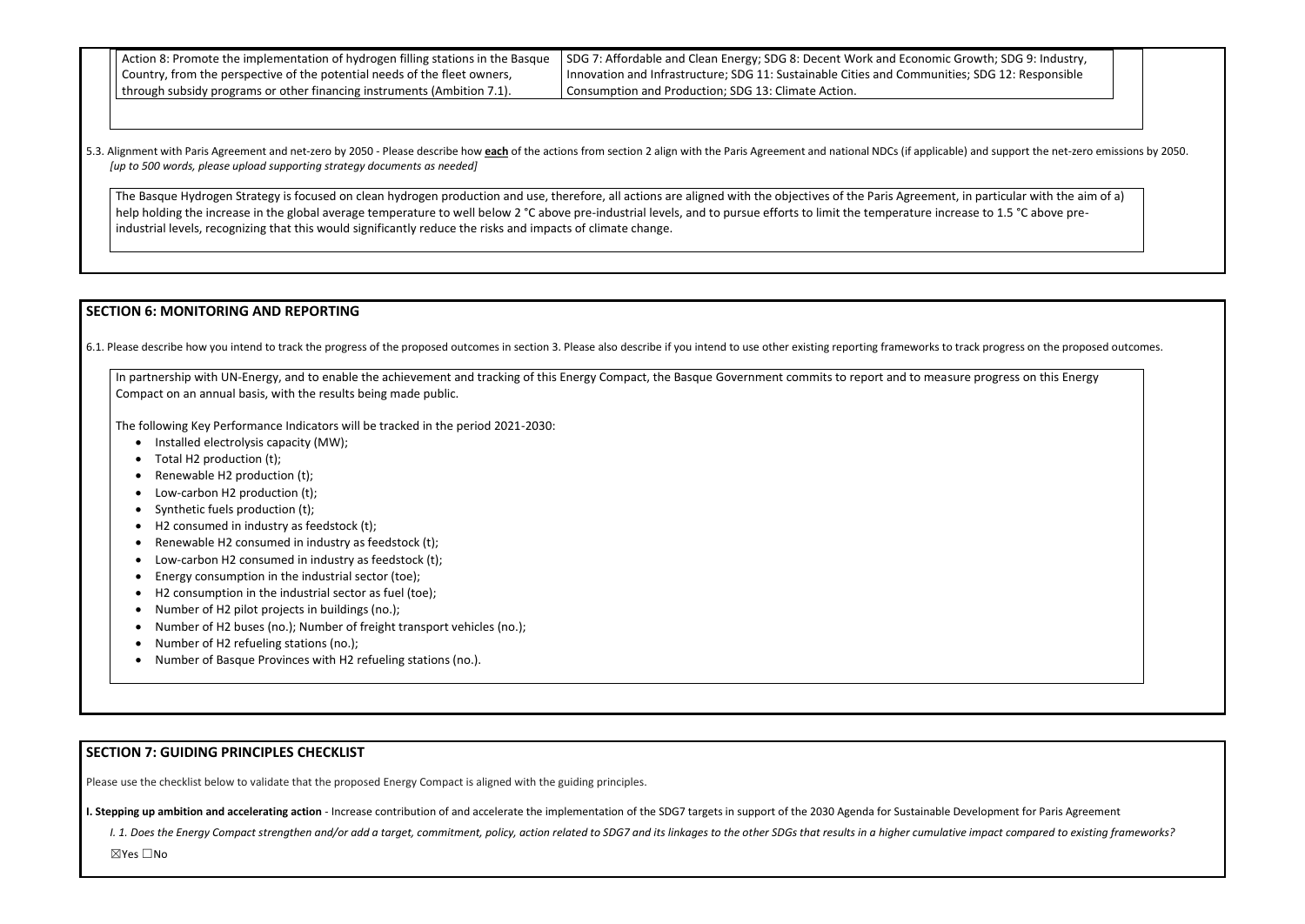| Action 8: Promote the implementation of hydrogen filling stations in the Basque Country, from the perspective of the potential needs of the fleet owners, through subsidy programs or other financing instruments (Ambition 7.1). | SDG 7: Affordable and Clean Energy; SDG 8: Decent Work and Economic Growth; SDG 9: Industry, Innovation and Infrastructure; SDG 11: Sustainable Cities and Communities; SDG 12: Responsible Consumption and Production; SDG 13: Climate Action. |
|---|---|

5.3. Alignment with Paris Agreement and net-zero by 2050 - Please describe how **each** of the actions from section 2 align with the Paris Agreement and national NDCs (if applicable) and support the net-zero emissions by 2050. *[up to 500 words, please upload supporting strategy documents as needed]*

The Basque Hydrogen Strategy is focused on clean hydrogen production and use, therefore, all actions are aligned with the objectives of the Paris Agreement, in particular with the aim of a) help holding the increase in the global average temperature to well below 2 °C above pre-industrial levels, and to pursue efforts to limit the temperature increase to 1.5 °C above pre-industrial levels, recognizing that this would significantly reduce the risks and impacts of climate change.

## SECTION 6: MONITORING AND REPORTING

6.1. Please describe how you intend to track the progress of the proposed outcomes in section 3. Please also describe if you intend to use other existing reporting frameworks to track progress on the proposed outcomes.

In partnership with UN-Energy, and to enable the achievement and tracking of this Energy Compact, the Basque Government commits to report and to measure progress on this Energy Compact on an annual basis, with the results being made public.

The following Key Performance Indicators will be tracked in the period 2021-2030:

- Installed electrolysis capacity (MW);
- Total H2 production (t);
- Renewable H2 production (t);
- Low-carbon H2 production (t);
- Synthetic fuels production (t);
- H2 consumed in industry as feedstock (t);
- Renewable H2 consumed in industry as feedstock (t);
- Low-carbon H2 consumed in industry as feedstock (t);
- Energy consumption in the industrial sector (toe);
- H2 consumption in the industrial sector as fuel (toe);
- Number of H2 pilot projects in buildings (no.);
- Number of H2 buses (no.); Number of freight transport vehicles (no.);
- Number of H2 refueling stations (no.);
- Number of Basque Provinces with H2 refueling stations (no.).

## SECTION 7: GUIDING PRINCIPLES CHECKLIST

Please use the checklist below to validate that the proposed Energy Compact is aligned with the guiding principles.

**I. Stepping up ambition and accelerating action** - Increase contribution of and accelerate the implementation of the SDG7 targets in support of the 2030 Agenda for Sustainable Development for Paris Agreement

*I. 1. Does the Energy Compact strengthen and/or add a target, commitment, policy, action related to SDG7 and its linkages to the other SDGs that results in a higher cumulative impact compared to existing frameworks?*

☒Yes ☐No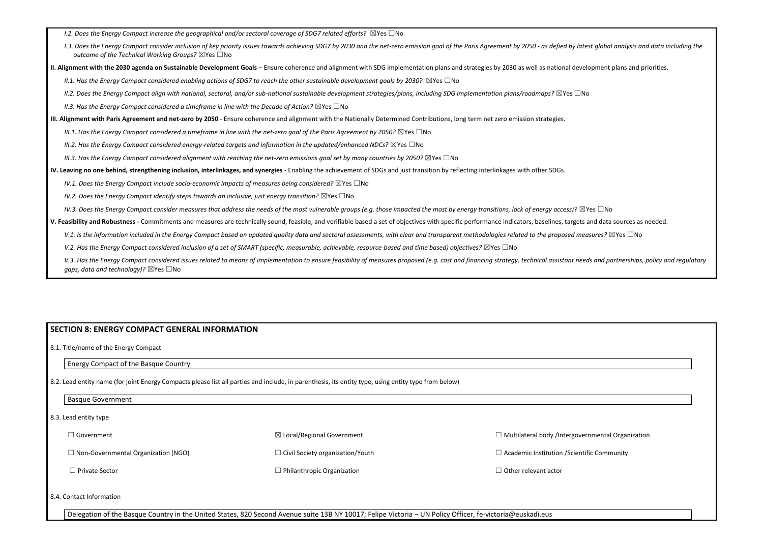*I.2. Does the Energy Compact increase the geographical and/or sectoral coverage of SDG7 related efforts?* ☒Yes ☐No

*I.3. Does the Energy Compact consider inclusion of key priority issues towards achieving SDG7 by 2030 and the net-zero emission goal of the Paris Agreement by 2050 - as defied by latest global analysis and data including the outcome of the Technical Working Groups?* ☒Yes ☐No

**II. Alignment with the 2030 agenda on Sustainable Development Goals** – Ensure coherence and alignment with SDG implementation plans and strategies by 2030 as well as national development plans and priorities.

*II.1. Has the Energy Compact considered enabling actions of SDG7 to reach the other sustainable development goals by 2030?* ☒Yes ☐No

*II.2. Does the Energy Compact align with national, sectoral, and/or sub-national sustainable development strategies/plans, including SDG implementation plans/roadmaps?* ☒Yes ☐No

*II.3. Has the Energy Compact considered a timeframe in line with the Decade of Action?* ☒Yes ☐No

**III. Alignment with Paris Agreement and net-zero by 2050** - Ensure coherence and alignment with the Nationally Determined Contributions, long term net zero emission strategies.

*III.1. Has the Energy Compact considered a timeframe in line with the net-zero goal of the Paris Agreement by 2050?* ☒Yes ☐No

*III.2. Has the Energy Compact considered energy-related targets and information in the updated/enhanced NDCs?* ☒Yes ☐No

*III.3. Has the Energy Compact considered alignment with reaching the net-zero emissions goal set by many countries by 2050?* ☒Yes ☐No

**IV. Leaving no one behind, strengthening inclusion, interlinkages, and synergies** - Enabling the achievement of SDGs and just transition by reflecting interlinkages with other SDGs.

*IV.1. Does the Energy Compact include socio-economic impacts of measures being considered?* ☒Yes ☐No

*IV.2. Does the Energy Compact identify steps towards an inclusive, just energy transition?* ☒Yes ☐No

*IV.3. Does the Energy Compact consider measures that address the needs of the most vulnerable groups (e.g. those impacted the most by energy transitions, lack of energy access)?* ☒Yes ☐No

**V. Feasibility and Robustness -** Commitments and measures are technically sound, feasible, and verifiable based a set of objectives with specific performance indicators, baselines, targets and data sources as needed.

*V.1. Is the information included in the Energy Compact based on updated quality data and sectoral assessments, with clear and transparent methodologies related to the proposed measures?* ☒Yes ☐No

*V.2. Has the Energy Compact considered inclusion of a set of SMART (specific, measurable, achievable, resource-based and time based) objectives?* ☒Yes ☐No

*V.3. Has the Energy Compact considered issues related to means of implementation to ensure feasibility of measures proposed (e.g. cost and financing strategy, technical assistant needs and partnerships, policy and regulatory gaps, data and technology)?* ☒Yes ☐No

## SECTION 8: ENERGY COMPACT GENERAL INFORMATION

8.1. Title/name of the Energy Compact

Energy Compact of the Basque Country

8.2. Lead entity name (for joint Energy Compacts please list all parties and include, in parenthesis, its entity type, using entity type from below)

Basque Government

8.3. Lead entity type

| | | |
|---|---|---|
| ☐ Government | ☒ Local/Regional Government | ☐ Multilateral body /Intergovernmental Organization |
| ☐ Non-Governmental Organization (NGO) | ☐ Civil Society organization/Youth | ☐ Academic Institution /Scientific Community |
| ☐ Private Sector | ☐ Philanthropic Organization | ☐ Other relevant actor |

8.4. Contact Information

Delegation of the Basque Country in the United States, 820 Second Avenue suite 13B NY 10017; Felipe Victoria – UN Policy Officer, fe-victoria@euskadi.eus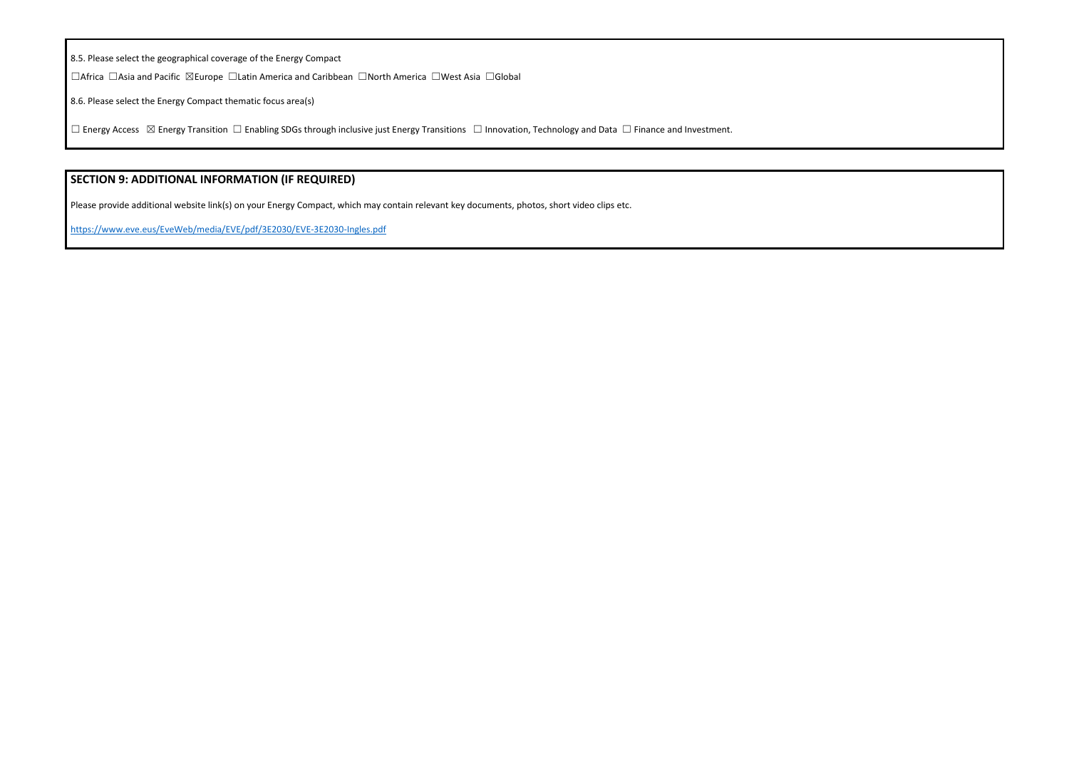8.5. Please select the geographical coverage of the Energy Compact

☐Africa ☐Asia and Pacific ☒Europe ☐Latin America and Caribbean ☐North America ☐West Asia ☐Global

8.6. Please select the Energy Compact thematic focus area(s)

☐ Energy Access ☒ Energy Transition ☐ Enabling SDGs through inclusive just Energy Transitions ☐ Innovation, Technology and Data ☐ Finance and Investment.

## SECTION 9: ADDITIONAL INFORMATION (IF REQUIRED)

Please provide additional website link(s) on your Energy Compact, which may contain relevant key documents, photos, short video clips etc.

https://www.eve.eus/EveWeb/media/EVE/pdf/3E2030/EVE-3E2030-Ingles.pdf